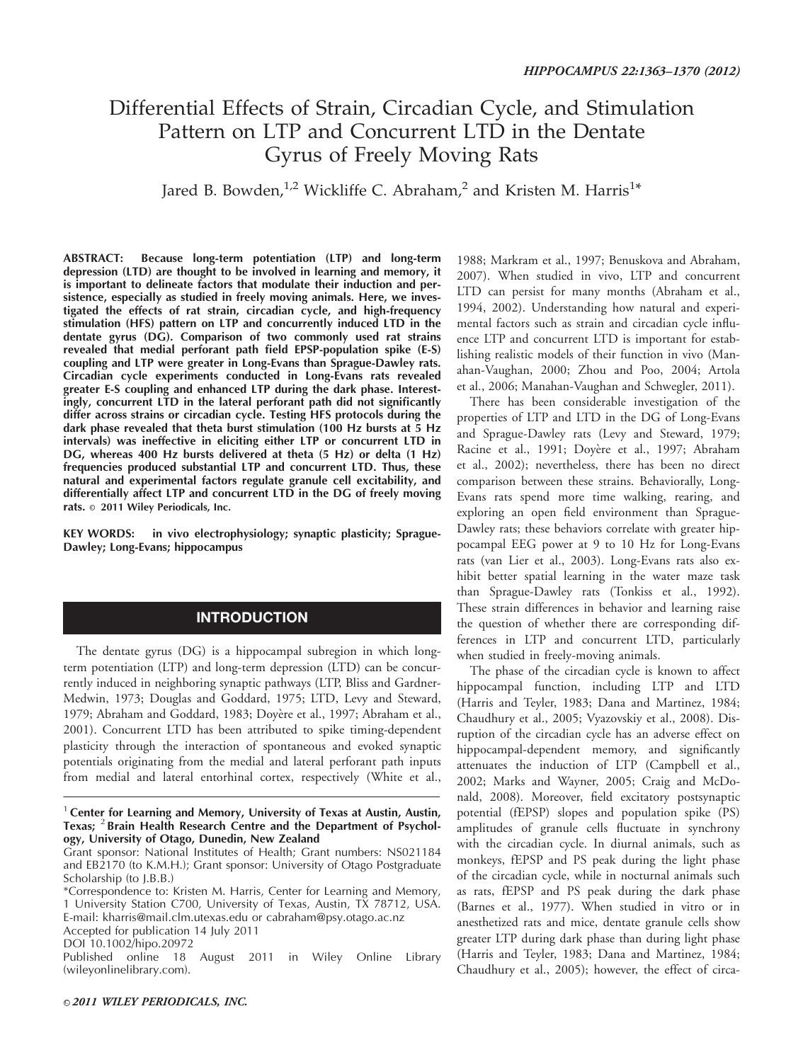# Differential Effects of Strain, Circadian Cycle, and Stimulation Pattern on LTP and Concurrent LTD in the Dentate Gyrus of Freely Moving Rats

Jared B. Bowden,[1,2] Wickliffe C. Abraham,[2] and Kristen M. Harris[1*]

**ABSTRACT: Because long-term potentiation (LTP) and long-term depression (LTD) are thought to be involved in learning and memory, it is important to delineate factors that modulate their induction and persistence, especially as studied in freely moving animals. Here, we investigated the effects of rat strain, circadian cycle, and high-frequency stimulation (HFS) pattern on LTP and concurrently induced LTD in the dentate gyrus (DG). Comparison of two commonly used rat strains revealed that medial perforant path field EPSP-population spike (E-S) coupling and LTP were greater in Long-Evans than Sprague-Dawley rats. Circadian cycle experiments conducted in Long-Evans rats revealed greater E-S coupling and enhanced LTP during the dark phase. Interestingly, concurrent LTD in the lateral perforant path did not significantly differ across strains or circadian cycle. Testing HFS protocols during the dark phase revealed that theta burst stimulation (100 Hz bursts at 5 Hz intervals) was ineffective in eliciting either LTP or concurrent LTD in DG, whereas 400 Hz bursts delivered at theta (5 Hz) or delta (1 Hz) frequencies produced substantial LTP and concurrent LTD. Thus, these natural and experimental factors regulate granule cell excitability, and differentially affect LTP and concurrent LTD in the DG of freely moving rats.** © **2011 Wiley Periodicals, Inc.**

**KEY WORDS:** in vivo electrophysiology; synaptic plasticity; Sprague-Dawley; Long-Evans; hippocampus

## INTRODUCTION

The dentate gyrus (DG) is a hippocampal subregion in which long-term potentiation (LTP) and long-term depression (LTD) can be concurrently induced in neighboring synaptic pathways (LTP, Bliss and Gardner-Medwin, 1973; Douglas and Goddard, 1975; LTD, Levy and Steward, 1979; Abraham and Goddard, 1983; Doyère et al., 1997; Abraham et al., 2001). Concurrent LTD has been attributed to spike timing-dependent plasticity through the interaction of spontaneous and evoked synaptic potentials originating from the medial and lateral perforant path inputs from medial and lateral entorhinal cortex, respectively (White et al., 1988; Markram et al., 1997; Benuskova and Abraham, 2007). When studied in vivo, LTP and concurrent LTD can persist for many months (Abraham et al., 1994, 2002). Understanding how natural and experimental factors such as strain and circadian cycle influence LTP and concurrent LTD is important for establishing realistic models of their function in vivo (Manahan-Vaughan, 2000; Zhou and Poo, 2004; Artola et al., 2006; Manahan-Vaughan and Schwegler, 2011).

There has been considerable investigation of the properties of LTP and LTD in the DG of Long-Evans and Sprague-Dawley rats (Levy and Steward, 1979; Racine et al., 1991; Doyère et al., 1997; Abraham et al., 2002); nevertheless, there has been no direct comparison between these strains. Behaviorally, Long-Evans rats spend more time walking, rearing, and exploring an open field environment than Sprague-Dawley rats; these behaviors correlate with greater hippocampal EEG power at 9 to 10 Hz for Long-Evans rats (van Lier et al., 2003). Long-Evans rats also exhibit better spatial learning in the water maze task than Sprague-Dawley rats (Tonkiss et al., 1992). These strain differences in behavior and learning raise the question of whether there are corresponding differences in LTP and concurrent LTD, particularly when studied in freely-moving animals.

The phase of the circadian cycle is known to affect hippocampal function, including LTP and LTD (Harris and Teyler, 1983; Dana and Martinez, 1984; Chaudhury et al., 2005; Vyazovskiy et al., 2008). Disruption of the circadian cycle has an adverse effect on hippocampal-dependent memory, and significantly attenuates the induction of LTP (Campbell et al., 2002; Marks and Wayner, 2005; Craig and McDonald, 2008). Moreover, field excitatory postsynaptic potential (fEPSP) slopes and population spike (PS) amplitudes of granule cells fluctuate in synchrony with the circadian cycle. In diurnal animals, such as monkeys, fEPSP and PS peak during the light phase of the circadian cycle, while in nocturnal animals such as rats, fEPSP and PS peak during the dark phase (Barnes et al., 1977). When studied in vitro or in anesthetized rats and mice, dentate granule cells show greater LTP during dark phase than during light phase (Harris and Teyler, 1983; Dana and Martinez, 1984; Chaudhury et al., 2005); however, the effect of circa-

---

[1] **Center for Learning and Memory, University of Texas at Austin, Austin, Texas;** [2] **Brain Health Research Centre and the Department of Psychology, University of Otago, Dunedin, New Zealand**

Grant sponsor: National Institutes of Health; Grant numbers: NS021184 and EB2170 (to K.M.H.); Grant sponsor: University of Otago Postgraduate Scholarship (to J.B.B.)

*Correspondence to: Kristen M. Harris, Center for Learning and Memory, 1 University Station C700, University of Texas, Austin, TX 78712, USA. E-mail: kharris@mail.clm.utexas.edu or cabraham@psy.otago.ac.nz

Accepted for publication 14 July 2011

DOI 10.1002/hipo.20972

Published online 18 August 2011 in Wiley Online Library (wileyonlinelibrary.com).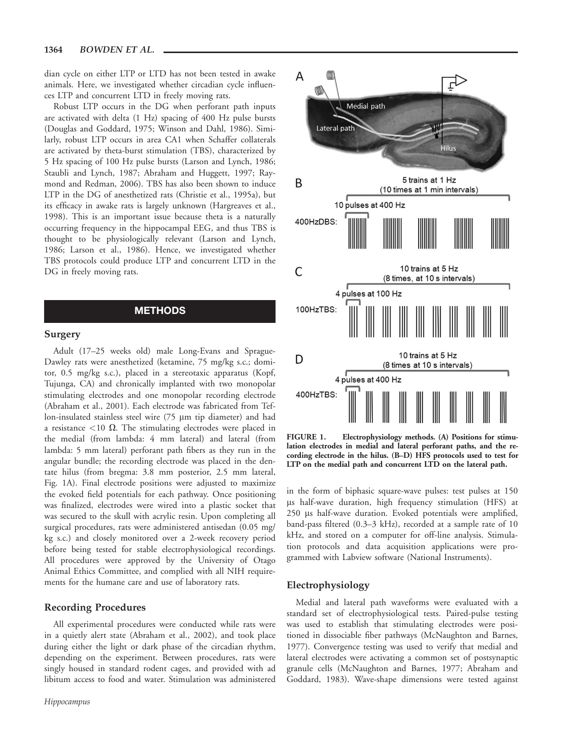dian cycle on either LTP or LTD has not been tested in awake animals. Here, we investigated whether circadian cycle influences LTP and concurrent LTD in freely moving rats.

Robust LTP occurs in the DG when perforant path inputs are activated with delta (1 Hz) spacing of 400 Hz pulse bursts (Douglas and Goddard, 1975; Winson and Dahl, 1986). Similarly, robust LTP occurs in area CA1 when Schaffer collaterals are activated by theta-burst stimulation (TBS), characterized by 5 Hz spacing of 100 Hz pulse bursts (Larson and Lynch, 1986; Staubli and Lynch, 1987; Abraham and Huggett, 1997; Raymond and Redman, 2006). TBS has also been shown to induce LTP in the DG of anesthetized rats (Christie et al., 1995a), but its efficacy in awake rats is largely unknown (Hargreaves et al., 1998). This is an important issue because theta is a naturally occurring frequency in the hippocampal EEG, and thus TBS is thought to be physiologically relevant (Larson and Lynch, 1986; Larson et al., 1986). Hence, we investigated whether TBS protocols could produce LTP and concurrent LTD in the DG in freely moving rats.

## METHODS

### Surgery

Adult (17–25 weeks old) male Long-Evans and Sprague-Dawley rats were anesthetized (ketamine, 75 mg/kg s.c.; domitor, 0.5 mg/kg s.c.), placed in a stereotaxic apparatus (Kopf, Tujunga, CA) and chronically implanted with two monopolar stimulating electrodes and one monopolar recording electrode (Abraham et al., 2001). Each electrode was fabricated from Teflon-insulated stainless steel wire (75 μm tip diameter) and had a resistance <10 Ω. The stimulating electrodes were placed in the medial (from lambda: 4 mm lateral) and lateral (from lambda: 5 mm lateral) perforant path fibers as they run in the angular bundle; the recording electrode was placed in the dentate hilus (from bregma: 3.8 mm posterior, 2.5 mm lateral, Fig. 1A). Final electrode positions were adjusted to maximize the evoked field potentials for each pathway. Once positioning was finalized, electrodes were wired into a plastic socket that was secured to the skull with acrylic resin. Upon completing all surgical procedures, rats were administered antisedan (0.05 mg/kg s.c.) and closely monitored over a 2-week recovery period before being tested for stable electrophysiological recordings. All procedures were approved by the University of Otago Animal Ethics Committee, and complied with all NIH requirements for the humane care and use of laboratory rats.

### Recording Procedures

All experimental procedures were conducted while rats were in a quietly alert state (Abraham et al., 2002), and took place during either the light or dark phase of the circadian rhythm, depending on the experiment. Between procedures, rats were singly housed in standard rodent cages, and provided with ad libitum access to food and water. Stimulation was administered in the form of biphasic square-wave pulses: test pulses at 150 μs half-wave duration, high frequency stimulation (HFS) at 250 μs half-wave duration. Evoked potentials were amplified, band-pass filtered (0.3–3 kHz), recorded at a sample rate of 10 kHz, and stored on a computer for off-line analysis. Stimulation protocols and data acquisition applications were programmed with Labview software (National Instruments).

**FIGURE 1. Electrophysiology methods. (A) Positions for stimulation electrodes in medial and lateral perforant paths, and the recording electrode in the hilus. (B–D) HFS protocols used to test for LTP on the medial path and concurrent LTD on the lateral path.**

### Electrophysiology

Medial and lateral path waveforms were evaluated with a standard set of electrophysiological tests. Paired-pulse testing was used to establish that stimulating electrodes were positioned in dissociable fiber pathways (McNaughton and Barnes, 1977). Convergence testing was used to verify that medial and lateral electrodes were activating a common set of postsynaptic granule cells (McNaughton and Barnes, 1977; Abraham and Goddard, 1983). Wave-shape dimensions were tested against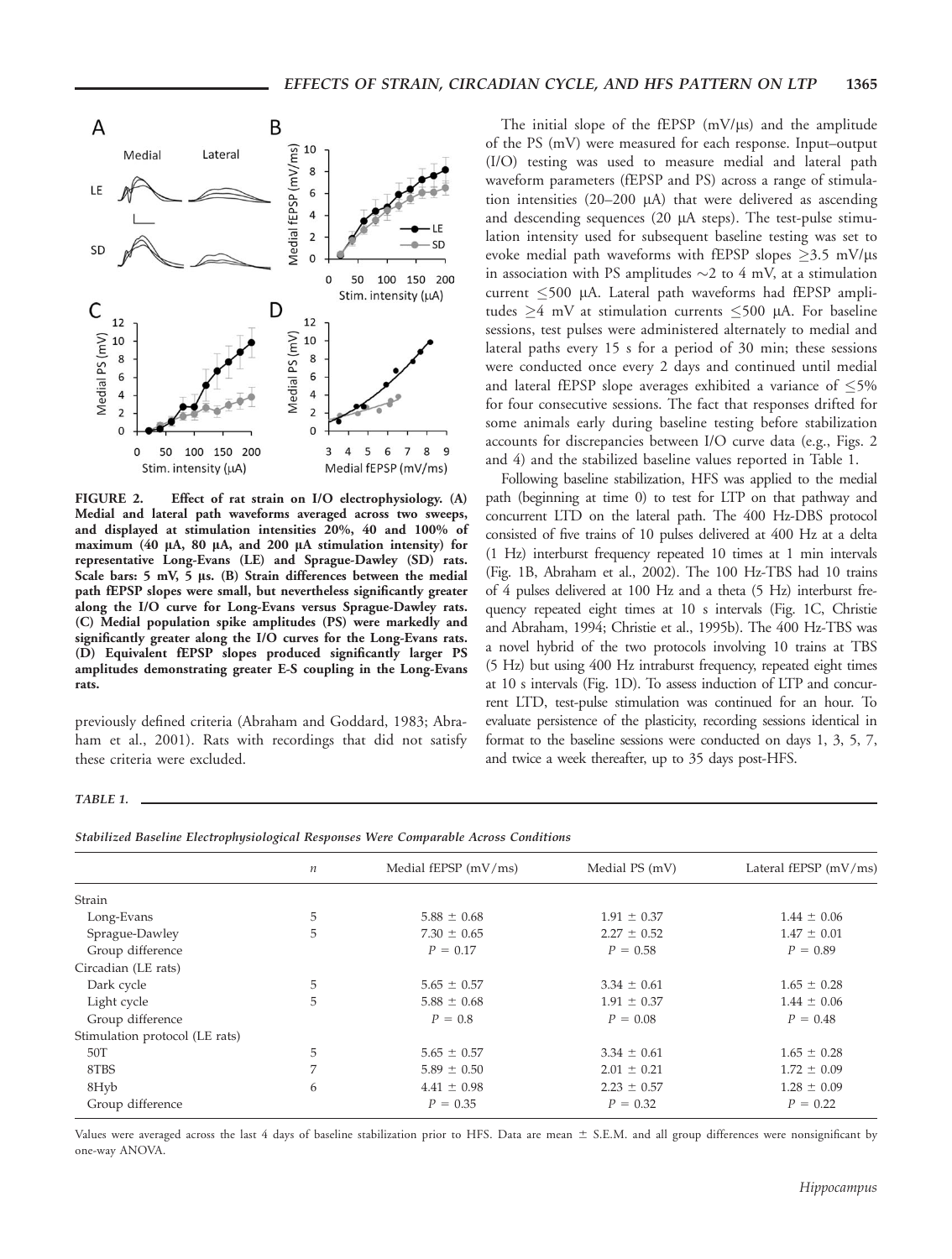FIGURE 2. Effect of rat strain on I/O electrophysiology. (A) Medial and lateral path waveforms averaged across two sweeps, and displayed at stimulation intensities 20%, 40 and 100% of maximum (40 μA, 80 μA, and 200 μA stimulation intensity) for representative Long-Evans (LE) and Sprague-Dawley (SD) rats. Scale bars: 5 mV, 5 μs. (B) Strain differences between the medial path fEPSP slopes were small, but nevertheless significantly greater along the I/O curve for Long-Evans versus Sprague-Dawley rats. (C) Medial population spike amplitudes (PS) were markedly and significantly greater along the I/O curves for the Long-Evans rats. (D) Equivalent fEPSP slopes produced significantly larger PS amplitudes demonstrating greater E-S coupling in the Long-Evans rats.

previously defined criteria (Abraham and Goddard, 1983; Abraham et al., 2001). Rats with recordings that did not satisfy these criteria were excluded.

The initial slope of the fEPSP (mV/μs) and the amplitude of the PS (mV) were measured for each response. Input–output (I/O) testing was used to measure medial and lateral path waveform parameters (fEPSP and PS) across a range of stimulation intensities (20–200 μA) that were delivered as ascending and descending sequences (20 μA steps). The test-pulse stimulation intensity used for subsequent baseline testing was set to evoke medial path waveforms with fEPSP slopes ≥3.5 mV/μs in association with PS amplitudes ~2 to 4 mV, at a stimulation current ≤500 μA. Lateral path waveforms had fEPSP amplitudes ≥4 mV at stimulation currents ≤500 μA. For baseline sessions, test pulses were administered alternately to medial and lateral paths every 15 s for a period of 30 min; these sessions were conducted once every 2 days and continued until medial and lateral fEPSP slope averages exhibited a variance of ≤5% for four consecutive sessions. The fact that responses drifted for some animals early during baseline testing before stabilization accounts for discrepancies between I/O curve data (e.g., Figs. 2 and 4) and the stabilized baseline values reported in Table 1.

Following baseline stabilization, HFS was applied to the medial path (beginning at time 0) to test for LTP on that pathway and concurrent LTD on the lateral path. The 400 Hz-DBS protocol consisted of five trains of 10 pulses delivered at 400 Hz at a delta (1 Hz) interburst frequency repeated 10 times at 1 min intervals (Fig. 1B, Abraham et al., 2002). The 100 Hz-TBS had 10 trains of 4 pulses delivered at 100 Hz and a theta (5 Hz) interburst frequency repeated eight times at 10 s intervals (Fig. 1C, Christie and Abraham, 1994; Christie et al., 1995b). The 400 Hz-TBS was a novel hybrid of the two protocols involving 10 trains at TBS (5 Hz) but using 400 Hz intraburst frequency, repeated eight times at 10 s intervals (Fig. 1D). To assess induction of LTP and concurrent LTD, test-pulse stimulation was continued for an hour. To evaluate persistence of the plasticity, recording sessions identical in format to the baseline sessions were conducted on days 1, 3, 5, 7, and twice a week thereafter, up to 35 days post-HFS.

TABLE 1.

*Stabilized Baseline Electrophysiological Responses Were Comparable Across Conditions*

| | $n$ | Medial fEPSP (mV/ms) | Medial PS (mV) | Lateral fEPSP (mV/ms) |
|---|---|---|---|---|
| Strain | | | | |
| Long-Evans | 5 | 5.88 ± 0.68 | 1.91 ± 0.37 | 1.44 ± 0.06 |
| Sprague-Dawley | 5 | 7.30 ± 0.65 | 2.27 ± 0.52 | 1.47 ± 0.01 |
| Group difference | | $P$ = 0.17 | $P$ = 0.58 | $P$ = 0.89 |
| Circadian (LE rats) | | | | |
| Dark cycle | 5 | 5.65 ± 0.57 | 3.34 ± 0.61 | 1.65 ± 0.28 |
| Light cycle | 5 | 5.88 ± 0.68 | 1.91 ± 0.37 | 1.44 ± 0.06 |
| Group difference | | $P$ = 0.8 | $P$ = 0.08 | $P$ = 0.48 |
| Stimulation protocol (LE rats) | | | | |
| 50T | 5 | 5.65 ± 0.57 | 3.34 ± 0.61 | 1.65 ± 0.28 |
| 8TBS | 7 | 5.89 ± 0.50 | 2.01 ± 0.21 | 1.72 ± 0.09 |
| 8Hyb | 6 | 4.41 ± 0.98 | 2.23 ± 0.57 | 1.28 ± 0.09 |
| Group difference | | $P$ = 0.35 | $P$ = 0.32 | $P$ = 0.22 |

Values were averaged across the last 4 days of baseline stabilization prior to HFS. Data are mean ± S.E.M. and all group differences were nonsignificant by one-way ANOVA.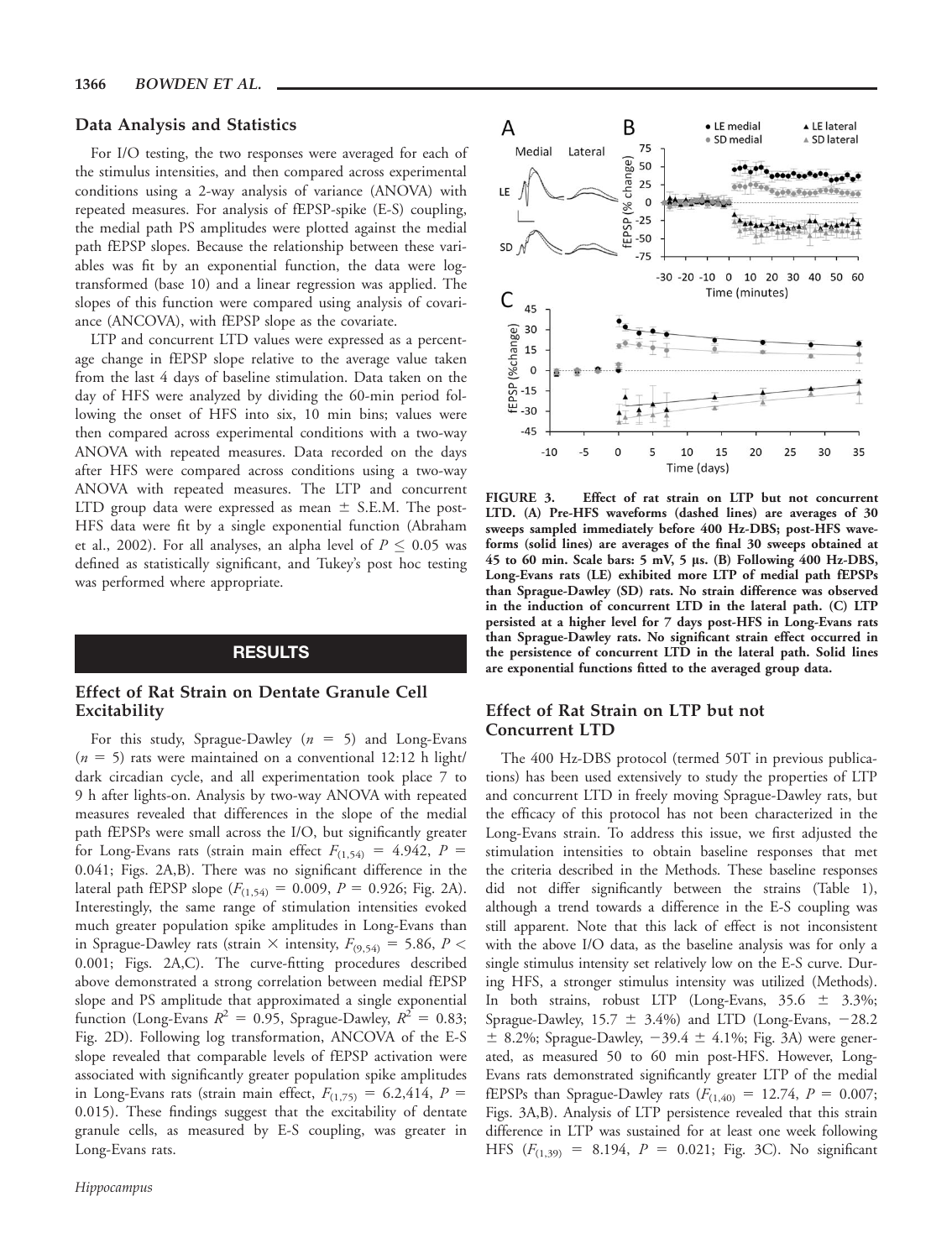### Data Analysis and Statistics

For I/O testing, the two responses were averaged for each of the stimulus intensities, and then compared across experimental conditions using a 2-way analysis of variance (ANOVA) with repeated measures. For analysis of fEPSP-spike (E-S) coupling, the medial path PS amplitudes were plotted against the medial path fEPSP slopes. Because the relationship between these variables was fit by an exponential function, the data were log-transformed (base 10) and a linear regression was applied. The slopes of this function were compared using analysis of covariance (ANCOVA), with fEPSP slope as the covariate.

LTP and concurrent LTD values were expressed as a percentage change in fEPSP slope relative to the average value taken from the last 4 days of baseline stimulation. Data taken on the day of HFS were analyzed by dividing the 60-min period following the onset of HFS into six, 10 min bins; values were then compared across experimental conditions with a two-way ANOVA with repeated measures. Data recorded on the days after HFS were compared across conditions using a two-way ANOVA with repeated measures. The LTP and concurrent LTD group data were expressed as mean ± S.E.M. The post-HFS data were fit by a single exponential function (Abraham et al., 2002). For all analyses, an alpha level of $P \leq 0.05$ was defined as statistically significant, and Tukey's post hoc testing was performed where appropriate.

## RESULTS

### Effect of Rat Strain on Dentate Granule Cell Excitability

For this study, Sprague-Dawley ($n = 5$) and Long-Evans ($n = 5$) rats were maintained on a conventional 12:12 h light/dark circadian cycle, and all experimentation took place 7 to 9 h after lights-on. Analysis by two-way ANOVA with repeated measures revealed that differences in the slope of the medial path fEPSPs were small across the I/O, but significantly greater for Long-Evans rats (strain main effect $F_{(1,54)} = 4.942$, $P = 0.041$; Figs. 2A,B). There was no significant difference in the lateral path fEPSP slope ($F_{(1,54)} = 0.009$, $P = 0.926$; Fig. 2A). Interestingly, the same range of stimulation intensities evoked much greater population spike amplitudes in Long-Evans than in Sprague-Dawley rats (strain × intensity, $F_{(9,54)} = 5.86$, $P < 0.001$; Figs. 2A,C). The curve-fitting procedures described above demonstrated a strong correlation between medial fEPSP slope and PS amplitude that approximated a single exponential function (Long-Evans $R^2 = 0.95$, Sprague-Dawley, $R^2 = 0.83$; Fig. 2D). Following log transformation, ANCOVA of the E-S slope revealed that comparable levels of fEPSP activation were associated with significantly greater population spike amplitudes in Long-Evans rats (strain main effect, $F_{(1,75)} = 6.2,414$, $P = 0.015$). These findings suggest that the excitability of dentate granule cells, as measured by E-S coupling, was greater in Long-Evans rats.

FIGURE 3. **Effect of rat strain on LTP but not concurrent LTD. (A) Pre-HFS waveforms (dashed lines) are averages of 30 sweeps sampled immediately before 400 Hz-DBS; post-HFS waveforms (solid lines) are averages of the final 30 sweeps obtained at 45 to 60 min. Scale bars: 5 mV, 5 μs. (B) Following 400 Hz-DBS, Long-Evans rats (LE) exhibited more LTP of medial path fEPSPs than Sprague-Dawley (SD) rats. No strain difference was observed in the induction of concurrent LTD in the lateral path. (C) LTP persisted at a higher level for 7 days post-HFS in Long-Evans rats than Sprague-Dawley rats. No significant strain effect occurred in the persistence of concurrent LTD in the lateral path. Solid lines are exponential functions fitted to the averaged group data.**

### Effect of Rat Strain on LTP but not Concurrent LTD

The 400 Hz-DBS protocol (termed 50T in previous publications) has been used extensively to study the properties of LTP and concurrent LTD in freely moving Sprague-Dawley rats, but the efficacy of this protocol has not been characterized in the Long-Evans strain. To address this issue, we first adjusted the stimulation intensities to obtain baseline responses that met the criteria described in the Methods. These baseline responses did not differ significantly between the strains (Table 1), although a trend towards a difference in the E-S coupling was still apparent. Note that this lack of effect is not inconsistent with the above I/O data, as the baseline analysis was for only a single stimulus intensity set relatively low on the E-S curve. During HFS, a stronger stimulus intensity was utilized (Methods). In both strains, robust LTP (Long-Evans, 35.6 ± 3.3%; Sprague-Dawley, 15.7 ± 3.4%) and LTD (Long-Evans, −28.2 ± 8.2%; Sprague-Dawley, −39.4 ± 4.1%; Fig. 3A) were generated, as measured 50 to 60 min post-HFS. However, Long-Evans rats demonstrated significantly greater LTP of the medial fEPSPs than Sprague-Dawley rats ($F_{(1,40)} = 12.74$, $P = 0.007$; Figs. 3A,B). Analysis of LTP persistence revealed that this strain difference in LTP was sustained for at least one week following HFS ($F_{(1,39)} = 8.194$, $P = 0.021$; Fig. 3C). No significant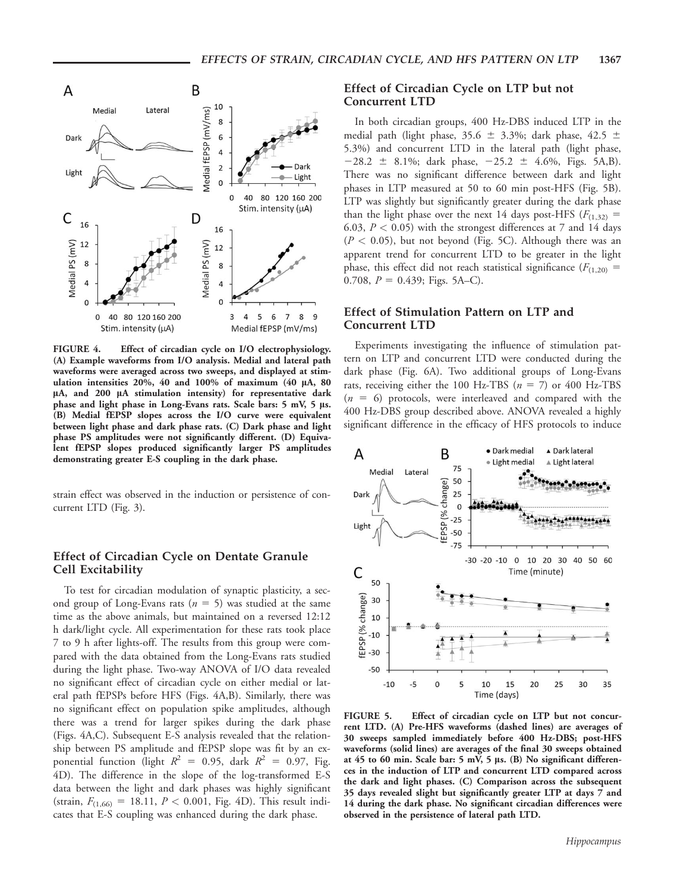FIGURE 4. Effect of circadian cycle on I/O electrophysiology. (A) Example waveforms from I/O analysis. Medial and lateral path waveforms were averaged across two sweeps, and displayed at stimulation intensities 20%, 40 and 100% of maximum (40 μA, 80 μA, and 200 μA stimulation intensity) for representative dark phase and light phase in Long-Evans rats. Scale bars: 5 mV, 5 μs. (B) Medial fEPSP slopes across the I/O curve were equivalent between light phase and dark phase rats. (C) Dark phase and light phase PS amplitudes were not significantly different. (D) Equivalent fEPSP slopes produced significantly larger PS amplitudes demonstrating greater E-S coupling in the dark phase.

strain effect was observed in the induction or persistence of concurrent LTD (Fig. 3).

### Effect of Circadian Cycle on Dentate Granule Cell Excitability

To test for circadian modulation of synaptic plasticity, a second group of Long-Evans rats ($n = 5$) was studied at the same time as the above animals, but maintained on a reversed 12:12 h dark/light cycle. All experimentation for these rats took place 7 to 9 h after lights-off. The results from this group were compared with the data obtained from the Long-Evans rats studied during the light phase. Two-way ANOVA of I/O data revealed no significant effect of circadian cycle on either medial or lateral path fEPSPs before HFS (Figs. 4A,B). Similarly, there was no significant effect on population spike amplitudes, although there was a trend for larger spikes during the dark phase (Figs. 4A,C). Subsequent E-S analysis revealed that the relationship between PS amplitude and fEPSP slope was fit by an exponential function (light $R^2 = 0.95$, dark $R^2 = 0.97$, Fig. 4D). The difference in the slope of the log-transformed E-S data between the light and dark phases was highly significant (strain, $F_{(1,66)} = 18.11$, $P < 0.001$, Fig. 4D). This result indicates that E-S coupling was enhanced during the dark phase.

### Effect of Circadian Cycle on LTP but not Concurrent LTD

In both circadian groups, 400 Hz-DBS induced LTP in the medial path (light phase, 35.6 ± 3.3%; dark phase, 42.5 ± 5.3%) and concurrent LTD in the lateral path (light phase, −28.2 ± 8.1%; dark phase, −25.2 ± 4.6%, Figs. 5A,B). There was no significant difference between dark and light phases in LTP measured at 50 to 60 min post-HFS (Fig. 5B). LTP was slightly but significantly greater during the dark phase than the light phase over the next 14 days post-HFS ($F_{(1,32)} = 6.03$, $P < 0.05$) with the strongest differences at 7 and 14 days ($P < 0.05$), but not beyond (Fig. 5C). Although there was an apparent trend for concurrent LTD to be greater in the light phase, this effect did not reach statistical significance ($F_{(1,20)} = 0.708$, $P = 0.439$; Figs. 5A–C).

### Effect of Stimulation Pattern on LTP and Concurrent LTD

Experiments investigating the influence of stimulation pattern on LTP and concurrent LTD were conducted during the dark phase (Fig. 6A). Two additional groups of Long-Evans rats, receiving either the 100 Hz-TBS ($n = 7$) or 400 Hz-TBS ($n = 6$) protocols, were interleaved and compared with the 400 Hz-DBS group described above. ANOVA revealed a highly significant difference in the efficacy of HFS protocols to induce

FIGURE 5. Effect of circadian cycle on LTP but not concurrent LTD. (A) Pre-HFS waveforms (dashed lines) are averages of 30 sweeps sampled immediately before 400 Hz-DBS; post-HFS waveforms (solid lines) are averages of the final 30 sweeps obtained at 45 to 60 min. Scale bar: 5 mV, 5 μs. (B) No significant differences in the induction of LTP and concurrent LTD compared across the dark and light phases. (C) Comparison across the subsequent 35 days revealed slight but significantly greater LTP at days 7 and 14 during the dark phase. No significant circadian differences were observed in the persistence of lateral path LTD.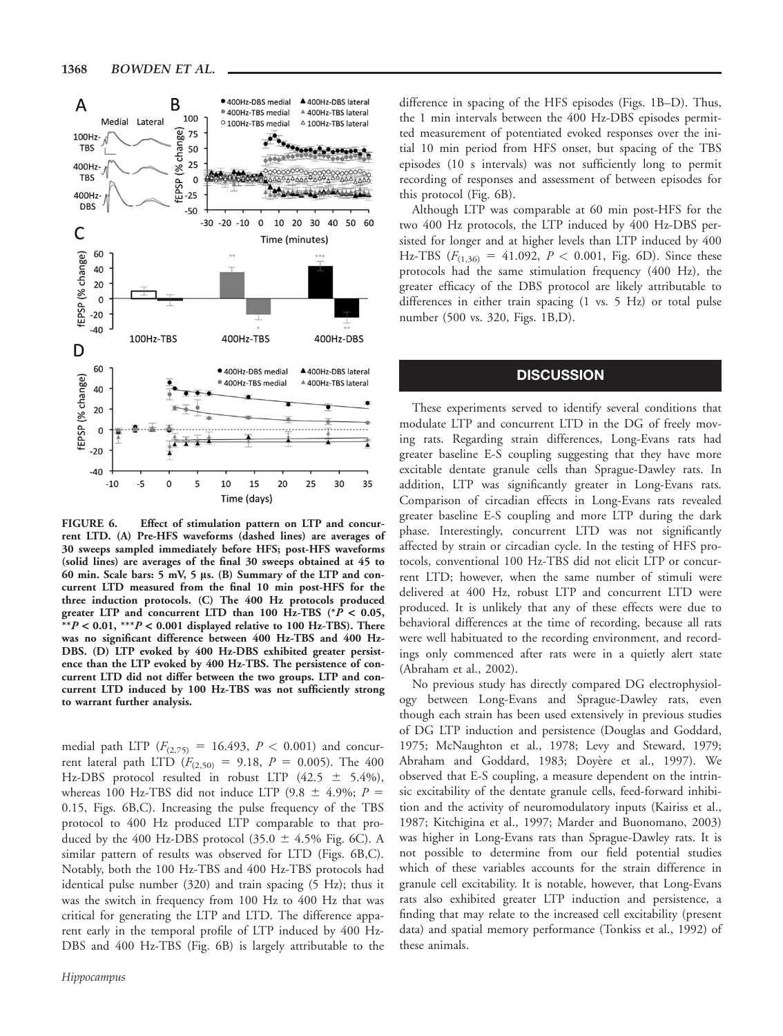FIGURE 6. Effect of stimulation pattern on LTP and concurrent LTD. (A) Pre-HFS waveforms (dashed lines) are averages of 30 sweeps sampled immediately before HFS; post-HFS waveforms (solid lines) are averages of the final 30 sweeps obtained at 45 to 60 min. Scale bars: 5 mV, 5 μs. (B) Summary of the LTP and concurrent LTD measured from the final 10 min post-HFS for the three induction protocols. (C) The 400 Hz protocols produced greater LTP and concurrent LTD than 100 Hz-TBS (*$P < 0.05$, **$P < 0.01$, ***$P < 0.001$ displayed relative to 100 Hz-TBS). There was no significant difference between 400 Hz-TBS and 400 Hz-DBS. (D) LTP evoked by 400 Hz-DBS exhibited greater persistence than the LTP evoked by 400 Hz-TBS. The persistence of concurrent LTD did not differ between the two groups. LTP and concurrent LTD induced by 100 Hz-TBS was not sufficiently strong to warrant further analysis.

medial path LTP ($F_{(2,75)} = 16.493$, $P < 0.001$) and concurrent lateral path LTD ($F_{(2,50)} = 9.18$, $P = 0.005$). The 400 Hz-DBS protocol resulted in robust LTP ($42.5 \pm 5.4\%$), whereas 100 Hz-TBS did not induce LTP ($9.8 \pm 4.9\%$; $P = 0.15$, Figs. 6B,C). Increasing the pulse frequency of the TBS protocol to 400 Hz produced LTP comparable to that produced by the 400 Hz-DBS protocol ($35.0 \pm 4.5\%$ Fig. 6C). A similar pattern of results was observed for LTD (Figs. 6B,C). Notably, both the 100 Hz-TBS and 400 Hz-TBS protocols had identical pulse number (320) and train spacing (5 Hz); thus it was the switch in frequency from 100 Hz to 400 Hz that was critical for generating the LTP and LTD. The difference apparent early in the temporal profile of LTP induced by 400 Hz-DBS and 400 Hz-TBS (Fig. 6B) is largely attributable to the difference in spacing of the HFS episodes (Figs. 1B–D). Thus, the 1 min intervals between the 400 Hz-DBS episodes permitted measurement of potentiated evoked responses over the initial 10 min period from HFS onset, but spacing of the TBS episodes (10 s intervals) was not sufficiently long to permit recording of responses and assessment of between episodes for this protocol (Fig. 6B).

Although LTP was comparable at 60 min post-HFS for the two 400 Hz protocols, the LTP induced by 400 Hz-DBS persisted for longer and at higher levels than LTP induced by 400 Hz-TBS ($F_{(1,36)} = 41.092$, $P < 0.001$, Fig. 6D). Since these protocols had the same stimulation frequency (400 Hz), the greater efficacy of the DBS protocol are likely attributable to differences in either train spacing (1 vs. 5 Hz) or total pulse number (500 vs. 320, Figs. 1B,D).

## DISCUSSION

These experiments served to identify several conditions that modulate LTP and concurrent LTD in the DG of freely moving rats. Regarding strain differences, Long-Evans rats had greater baseline E-S coupling suggesting that they have more excitable dentate granule cells than Sprague-Dawley rats. In addition, LTP was significantly greater in Long-Evans rats. Comparison of circadian effects in Long-Evans rats revealed greater baseline E-S coupling and more LTP during the dark phase. Interestingly, concurrent LTD was not significantly affected by strain or circadian cycle. In the testing of HFS protocols, conventional 100 Hz-TBS did not elicit LTP or concurrent LTD; however, when the same number of stimuli were delivered at 400 Hz, robust LTP and concurrent LTD were produced. It is unlikely that any of these effects were due to behavioral differences at the time of recording, because all rats were well habituated to the recording environment, and recordings only commenced after rats were in a quietly alert state (Abraham et al., 2002).

No previous study has directly compared DG electrophysiology between Long-Evans and Sprague-Dawley rats, even though each strain has been used extensively in previous studies of DG LTP induction and persistence (Douglas and Goddard, 1975; McNaughton et al., 1978; Levy and Steward, 1979; Abraham and Goddard, 1983; Doyère et al., 1997). We observed that E-S coupling, a measure dependent on the intrinsic excitability of the dentate granule cells, feed-forward inhibition and the activity of neuromodulatory inputs (Kairiss et al., 1987; Kitchigina et al., 1997; Marder and Buonomano, 2003) was higher in Long-Evans rats than Sprague-Dawley rats. It is not possible to determine from our field potential studies which of these variables accounts for the strain difference in granule cell excitability. It is notable, however, that Long-Evans rats also exhibited greater LTP induction and persistence, a finding that may relate to the increased cell excitability (present data) and spatial memory performance (Tonkiss et al., 1992) of these animals.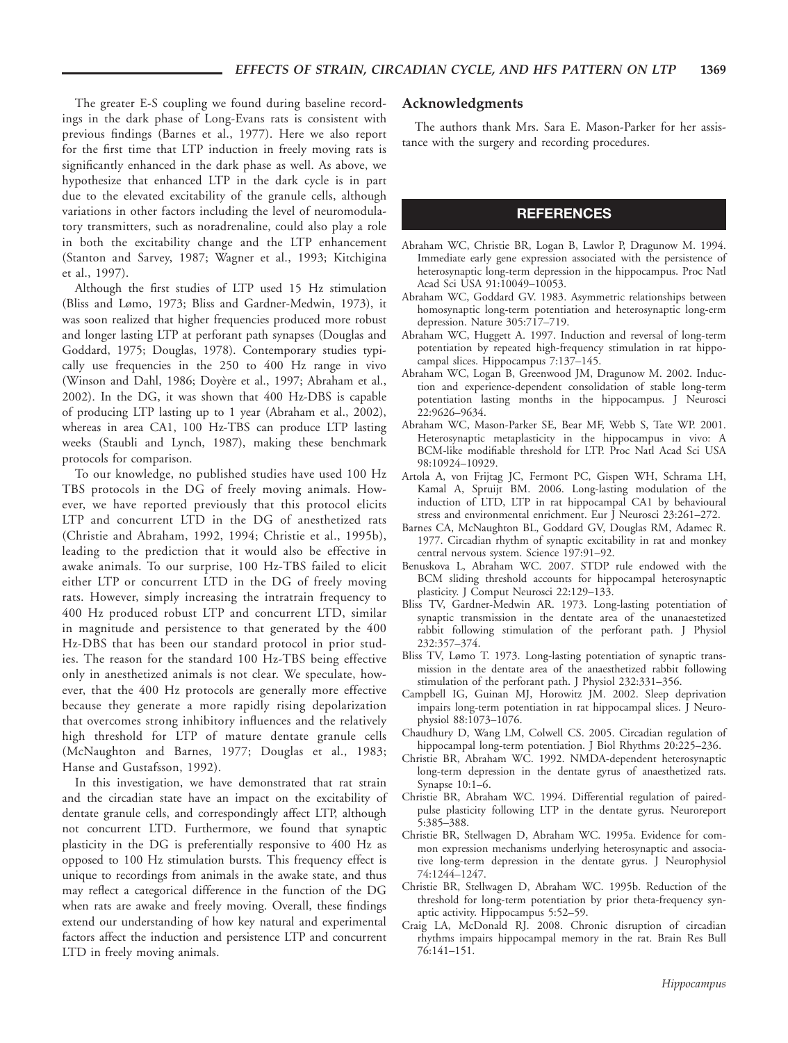The greater E-S coupling we found during baseline recordings in the dark phase of Long-Evans rats is consistent with previous findings (Barnes et al., 1977). Here we also report for the first time that LTP induction in freely moving rats is significantly enhanced in the dark phase as well. As above, we hypothesize that enhanced LTP in the dark cycle is in part due to the elevated excitability of the granule cells, although variations in other factors including the level of neuromodulatory transmitters, such as noradrenaline, could also play a role in both the excitability change and the LTP enhancement (Stanton and Sarvey, 1987; Wagner et al., 1993; Kitchigina et al., 1997).

Although the first studies of LTP used 15 Hz stimulation (Bliss and Lømo, 1973; Bliss and Gardner-Medwin, 1973), it was soon realized that higher frequencies produced more robust and longer lasting LTP at perforant path synapses (Douglas and Goddard, 1975; Douglas, 1978). Contemporary studies typically use frequencies in the 250 to 400 Hz range in vivo (Winson and Dahl, 1986; Doyère et al., 1997; Abraham et al., 2002). In the DG, it was shown that 400 Hz-DBS is capable of producing LTP lasting up to 1 year (Abraham et al., 2002), whereas in area CA1, 100 Hz-TBS can produce LTP lasting weeks (Staubli and Lynch, 1987), making these benchmark protocols for comparison.

To our knowledge, no published studies have used 100 Hz TBS protocols in the DG of freely moving animals. However, we have reported previously that this protocol elicits LTP and concurrent LTD in the DG of anesthetized rats (Christie and Abraham, 1992, 1994; Christie et al., 1995b), leading to the prediction that it would also be effective in awake animals. To our surprise, 100 Hz-TBS failed to elicit either LTP or concurrent LTD in the DG of freely moving rats. However, simply increasing the intratrain frequency to 400 Hz produced robust LTP and concurrent LTD, similar in magnitude and persistence to that generated by the 400 Hz-DBS that has been our standard protocol in prior studies. The reason for the standard 100 Hz-TBS being effective only in anesthetized animals is not clear. We speculate, however, that the 400 Hz protocols are generally more effective because they generate a more rapidly rising depolarization that overcomes strong inhibitory influences and the relatively high threshold for LTP of mature dentate granule cells (McNaughton and Barnes, 1977; Douglas et al., 1983; Hanse and Gustafsson, 1992).

In this investigation, we have demonstrated that rat strain and the circadian state have an impact on the excitability of dentate granule cells, and correspondingly affect LTP, although not concurrent LTD. Furthermore, we found that synaptic plasticity in the DG is preferentially responsive to 400 Hz as opposed to 100 Hz stimulation bursts. This frequency effect is unique to recordings from animals in the awake state, and thus may reflect a categorical difference in the function of the DG when rats are awake and freely moving. Overall, these findings extend our understanding of how key natural and experimental factors affect the induction and persistence LTP and concurrent LTD in freely moving animals.

## Acknowledgments

The authors thank Mrs. Sara E. Mason-Parker for her assistance with the surgery and recording procedures.

## REFERENCES

Abraham WC, Christie BR, Logan B, Lawlor P, Dragunow M. 1994. Immediate early gene expression associated with the persistence of heterosynaptic long-term depression in the hippocampus. Proc Natl Acad Sci USA 91:10049–10053.

Abraham WC, Goddard GV. 1983. Asymmetric relationships between homosynaptic long-term potentiation and heterosynaptic long-erm depression. Nature 305:717–719.

Abraham WC, Huggett A. 1997. Induction and reversal of long-term potentiation by repeated high-frequency stimulation in rat hippocampal slices. Hippocampus 7:137–145.

Abraham WC, Logan B, Greenwood JM, Dragunow M. 2002. Induction and experience-dependent consolidation of stable long-term potentiation lasting months in the hippocampus. J Neurosci 22:9626–9634.

Abraham WC, Mason-Parker SE, Bear MF, Webb S, Tate WP. 2001. Heterosynaptic metaplasticity in the hippocampus in vivo: A BCM-like modifiable threshold for LTP. Proc Natl Acad Sci USA 98:10924–10929.

Artola A, von Frijtag JC, Fermont PC, Gispen WH, Schrama LH, Kamal A, Spruijt BM. 2006. Long-lasting modulation of the induction of LTD, LTP in rat hippocampal CA1 by behavioural stress and environmental enrichment. Eur J Neurosci 23:261–272.

Barnes CA, McNaughton BL, Goddard GV, Douglas RM, Adamec R. 1977. Circadian rhythm of synaptic excitability in rat and monkey central nervous system. Science 197:91–92.

Benuskova L, Abraham WC. 2007. STDP rule endowed with the BCM sliding threshold accounts for hippocampal heterosynaptic plasticity. J Comput Neurosci 22:129–133.

Bliss TV, Gardner-Medwin AR. 1973. Long-lasting potentiation of synaptic transmission in the dentate area of the unanaestetized rabbit following stimulation of the perforant path. J Physiol 232:357–374.

Bliss TV, Lømo T. 1973. Long-lasting potentiation of synaptic transmission in the dentate area of the anaesthetized rabbit following stimulation of the perforant path. J Physiol 232:331–356.

Campbell IG, Guinan MJ, Horowitz JM. 2002. Sleep deprivation impairs long-term potentiation in rat hippocampal slices. J Neurophysiol 88:1073–1076.

Chaudhury D, Wang LM, Colwell CS. 2005. Circadian regulation of hippocampal long-term potentiation. J Biol Rhythms 20:225–236.

Christie BR, Abraham WC. 1992. NMDA-dependent heterosynaptic long-term depression in the dentate gyrus of anaesthetized rats. Synapse 10:1–6.

Christie BR, Abraham WC. 1994. Differential regulation of paired-pulse plasticity following LTP in the dentate gyrus. Neuroreport 5:385–388.

Christie BR, Stellwagen D, Abraham WC. 1995a. Evidence for common expression mechanisms underlying heterosynaptic and associative long-term depression in the dentate gyrus. J Neurophysiol 74:1244–1247.

Christie BR, Stellwagen D, Abraham WC. 1995b. Reduction of the threshold for long-term potentiation by prior theta-frequency synaptic activity. Hippocampus 5:52–59.

Craig LA, McDonald RJ. 2008. Chronic disruption of circadian rhythms impairs hippocampal memory in the rat. Brain Res Bull 76:141–151.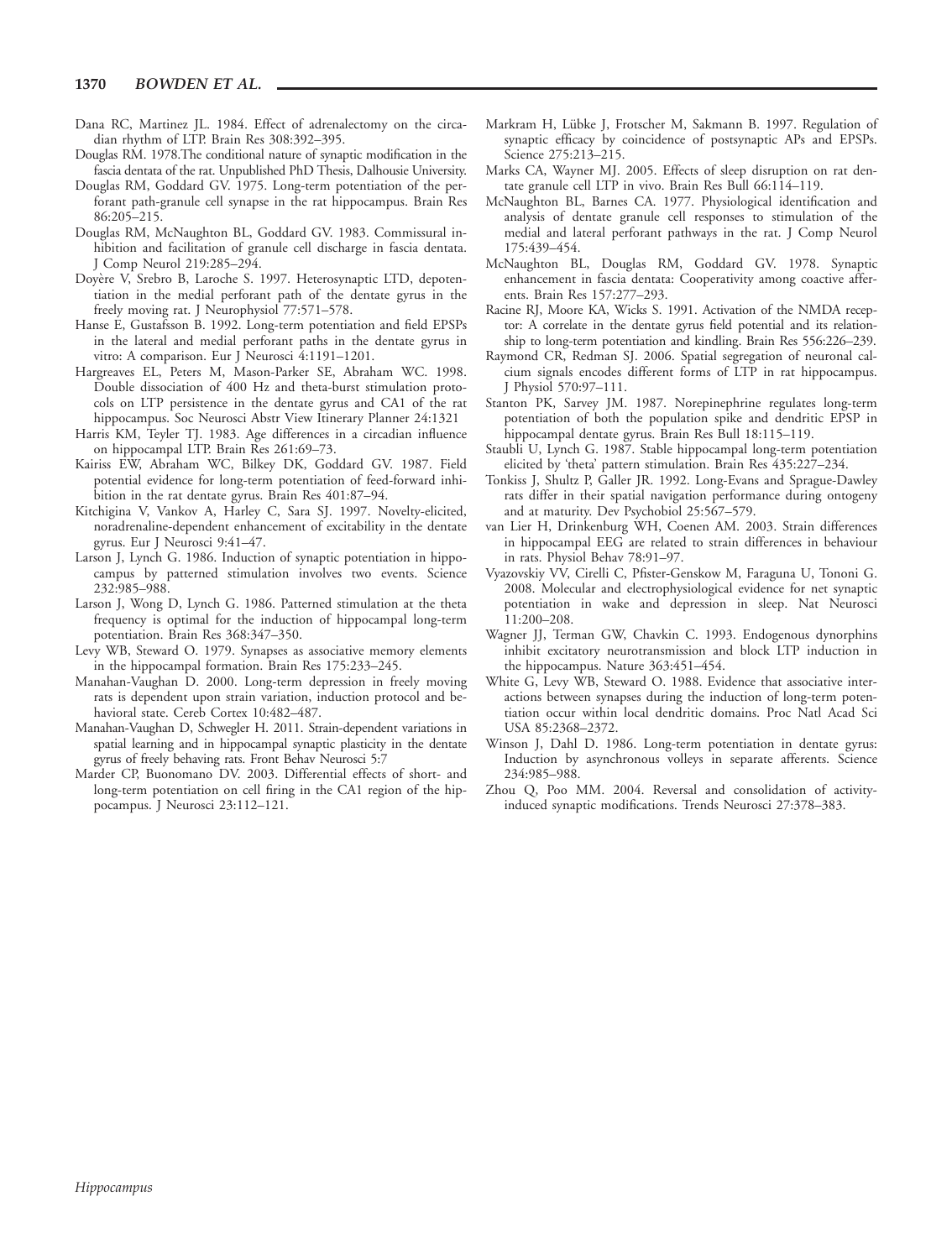Dana RC, Martinez JL. 1984. Effect of adrenalectomy on the circadian rhythm of LTP. Brain Res 308:392–395.

Douglas RM. 1978.The conditional nature of synaptic modification in the fascia dentata of the rat. Unpublished PhD Thesis, Dalhousie University.

Douglas RM, Goddard GV. 1975. Long-term potentiation of the perforant path-granule cell synapse in the rat hippocampus. Brain Res 86:205–215.

Douglas RM, McNaughton BL, Goddard GV. 1983. Commissural inhibition and facilitation of granule cell discharge in fascia dentata. J Comp Neurol 219:285–294.

Doyère V, Srebro B, Laroche S. 1997. Heterosynaptic LTD, depotentiation in the medial perforant path of the dentate gyrus in the freely moving rat. J Neurophysiol 77:571–578.

Hanse E, Gustafsson B. 1992. Long-term potentiation and field EPSPs in the lateral and medial perforant paths in the dentate gyrus in vitro: A comparison. Eur J Neurosci 4:1191–1201.

Hargreaves EL, Peters M, Mason-Parker SE, Abraham WC. 1998. Double dissociation of 400 Hz and theta-burst stimulation protocols on LTP persistence in the dentate gyrus and CA1 of the rat hippocampus. Soc Neurosci Abstr View Itinerary Planner 24:1321

Harris KM, Teyler TJ. 1983. Age differences in a circadian influence on hippocampal LTP. Brain Res 261:69–73.

Kairiss EW, Abraham WC, Bilkey DK, Goddard GV. 1987. Field potential evidence for long-term potentiation of feed-forward inhibition in the rat dentate gyrus. Brain Res 401:87–94.

Kitchigina V, Vankov A, Harley C, Sara SJ. 1997. Novelty-elicited, noradrenaline-dependent enhancement of excitability in the dentate gyrus. Eur J Neurosci 9:41–47.

Larson J, Lynch G. 1986. Induction of synaptic potentiation in hippocampus by patterned stimulation involves two events. Science 232:985–988.

Larson J, Wong D, Lynch G. 1986. Patterned stimulation at the theta frequency is optimal for the induction of hippocampal long-term potentiation. Brain Res 368:347–350.

Levy WB, Steward O. 1979. Synapses as associative memory elements in the hippocampal formation. Brain Res 175:233–245.

Manahan-Vaughan D. 2000. Long-term depression in freely moving rats is dependent upon strain variation, induction protocol and behavioral state. Cereb Cortex 10:482–487.

Manahan-Vaughan D, Schwegler H. 2011. Strain-dependent variations in spatial learning and in hippocampal synaptic plasticity in the dentate gyrus of freely behaving rats. Front Behav Neurosci 5:7

Marder CP, Buonomano DV. 2003. Differential effects of short- and long-term potentiation on cell firing in the CA1 region of the hippocampus. J Neurosci 23:112–121.

Markram H, Lübke J, Frotscher M, Sakmann B. 1997. Regulation of synaptic efficacy by coincidence of postsynaptic APs and EPSPs. Science 275:213–215.

Marks CA, Wayner MJ. 2005. Effects of sleep disruption on rat dentate granule cell LTP in vivo. Brain Res Bull 66:114–119.

McNaughton BL, Barnes CA. 1977. Physiological identification and analysis of dentate granule cell responses to stimulation of the medial and lateral perforant pathways in the rat. J Comp Neurol 175:439–454.

McNaughton BL, Douglas RM, Goddard GV. 1978. Synaptic enhancement in fascia dentata: Cooperativity among coactive afferents. Brain Res 157:277–293.

Racine RJ, Moore KA, Wicks S. 1991. Activation of the NMDA receptor: A correlate in the dentate gyrus field potential and its relationship to long-term potentiation and kindling. Brain Res 556:226–239.

Raymond CR, Redman SJ. 2006. Spatial segregation of neuronal calcium signals encodes different forms of LTP in rat hippocampus. J Physiol 570:97–111.

Stanton PK, Sarvey JM. 1987. Norepinephrine regulates long-term potentiation of both the population spike and dendritic EPSP in hippocampal dentate gyrus. Brain Res Bull 18:115–119.

Staubli U, Lynch G. 1987. Stable hippocampal long-term potentiation elicited by 'theta' pattern stimulation. Brain Res 435:227–234.

Tonkiss J, Shultz P, Galler JR. 1992. Long-Evans and Sprague-Dawley rats differ in their spatial navigation performance during ontogeny and at maturity. Dev Psychobiol 25:567–579.

van Lier H, Drinkenburg WH, Coenen AM. 2003. Strain differences in hippocampal EEG are related to strain differences in behaviour in rats. Physiol Behav 78:91–97.

Vyazovskiy VV, Cirelli C, Pfister-Genskow M, Faraguna U, Tononi G. 2008. Molecular and electrophysiological evidence for net synaptic potentiation in wake and depression in sleep. Nat Neurosci 11:200–208.

Wagner JJ, Terman GW, Chavkin C. 1993. Endogenous dynorphins inhibit excitatory neurotransmission and block LTP induction in the hippocampus. Nature 363:451–454.

White G, Levy WB, Steward O. 1988. Evidence that associative interactions between synapses during the induction of long-term potentiation occur within local dendritic domains. Proc Natl Acad Sci USA 85:2368–2372.

Winson J, Dahl D. 1986. Long-term potentiation in dentate gyrus: Induction by asynchronous volleys in separate afferents. Science 234:985–988.

Zhou Q, Poo MM. 2004. Reversal and consolidation of activity-induced synaptic modifications. Trends Neurosci 27:378–383.